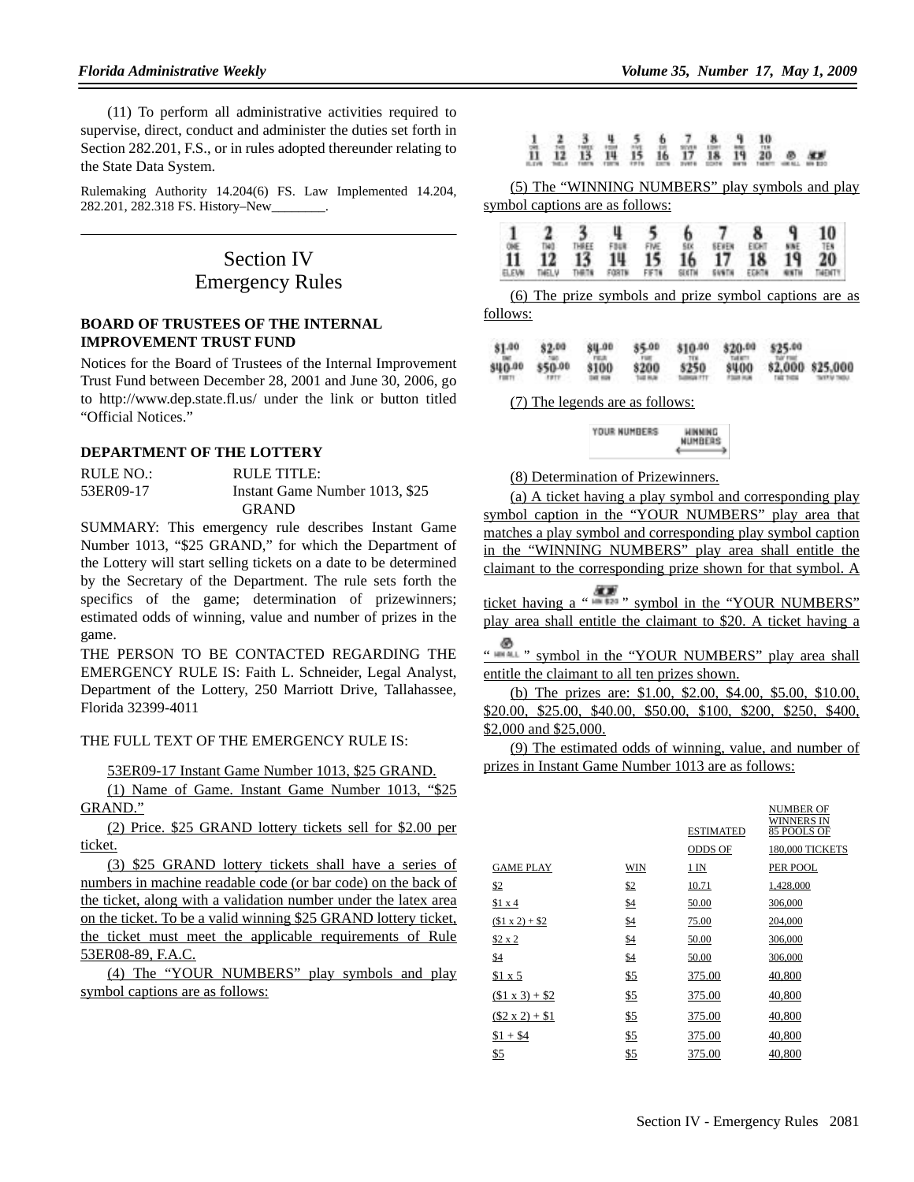(11) To perform all administrative activities required to supervise, direct, conduct and administer the duties set forth in Section 282.201, F.S., or in rules adopted thereunder relating to the State Data System.

Rulemaking Authority 14.204(6) FS. Law Implemented 14.204, 282.201, 282.318 FS. History–New________.

---

# Section IV
# Emergency Rules

### BOARD OF TRUSTEES OF THE INTERNAL IMPROVEMENT TRUST FUND

Notices for the Board of Trustees of the Internal Improvement Trust Fund between December 28, 2001 and June 30, 2006, go to http://www.dep.state.fl.us/ under the link or button titled "Official Notices."

### DEPARTMENT OF THE LOTTERY

| RULE NO.: | RULE TITLE: |
|---|---|
| 53ER09-17 | Instant Game Number 1013, $25 GRAND |

SUMMARY: This emergency rule describes Instant Game Number 1013, "$25 GRAND," for which the Department of the Lottery will start selling tickets on a date to be determined by the Secretary of the Department. The rule sets forth the specifics of the game; determination of prizewinners; estimated odds of winning, value and number of prizes in the game.

THE PERSON TO BE CONTACTED REGARDING THE EMERGENCY RULE IS: Faith L. Schneider, Legal Analyst, Department of the Lottery, 250 Marriott Drive, Tallahassee, Florida 32399-4011

THE FULL TEXT OF THE EMERGENCY RULE IS:

53ER09-17 Instant Game Number 1013, $25 GRAND.

(1) Name of Game. Instant Game Number 1013, "$25 GRAND."

(2) Price. $25 GRAND lottery tickets sell for $2.00 per ticket.

(3) $25 GRAND lottery tickets shall have a series of numbers in machine readable code (or bar code) on the back of the ticket, along with a validation number under the latex area on the ticket. To be a valid winning $25 GRAND lottery ticket, the ticket must meet the applicable requirements of Rule 53ER08-89, F.A.C.

(4) The "YOUR NUMBERS" play symbols and play symbol captions are as follows:

(5) The "WINNING NUMBERS" play symbols and play symbol captions are as follows:

(6) The prize symbols and prize symbol captions are as follows:

(7) The legends are as follows:

(8) Determination of Prizewinners.

(a) A ticket having a play symbol and corresponding play symbol caption in the "YOUR NUMBERS" play area that matches a play symbol and corresponding play symbol caption in the "WINNING NUMBERS" play area shall entitle the claimant to the corresponding prize shown for that symbol. A ticket having a " " symbol in the "YOUR NUMBERS" play area shall entitle the claimant to $20. A ticket having a " " symbol in the "YOUR NUMBERS" play area shall entitle the claimant to all ten prizes shown.

(b) The prizes are: $1.00, $2.00, $4.00, $5.00, $10.00, $20.00, $25.00, $40.00, $50.00, $100, $200, $250, $400, $2,000 and $25,000.

(9) The estimated odds of winning, value, and number of prizes in Instant Game Number 1013 are as follows:

| GAME PLAY | WIN | ESTIMATED ODDS OF 1 IN | NUMBER OF WINNERS IN 85 POOLS OF 180,000 TICKETS PER POOL |
|---|---|---|---|
| $2 | $2 | 10.71 | 1,428,000 |
| $1 x 4 | $4 | 50.00 | 306,000 |
| ($1 x 2) + $2 | $4 | 75.00 | 204,000 |
| $2 x 2 | $4 | 50.00 | 306,000 |
| $4 | $4 | 50.00 | 306,000 |
| $1 x 5 | $5 | 375.00 | 40,800 |
| ($1 x 3) + $2 | $5 | 375.00 | 40,800 |
| ($2 x 2) + $1 | $5 | 375.00 | 40,800 |
| $1 + $4 | $5 | 375.00 | 40,800 |
| $5 | $5 | 375.00 | 40,800 |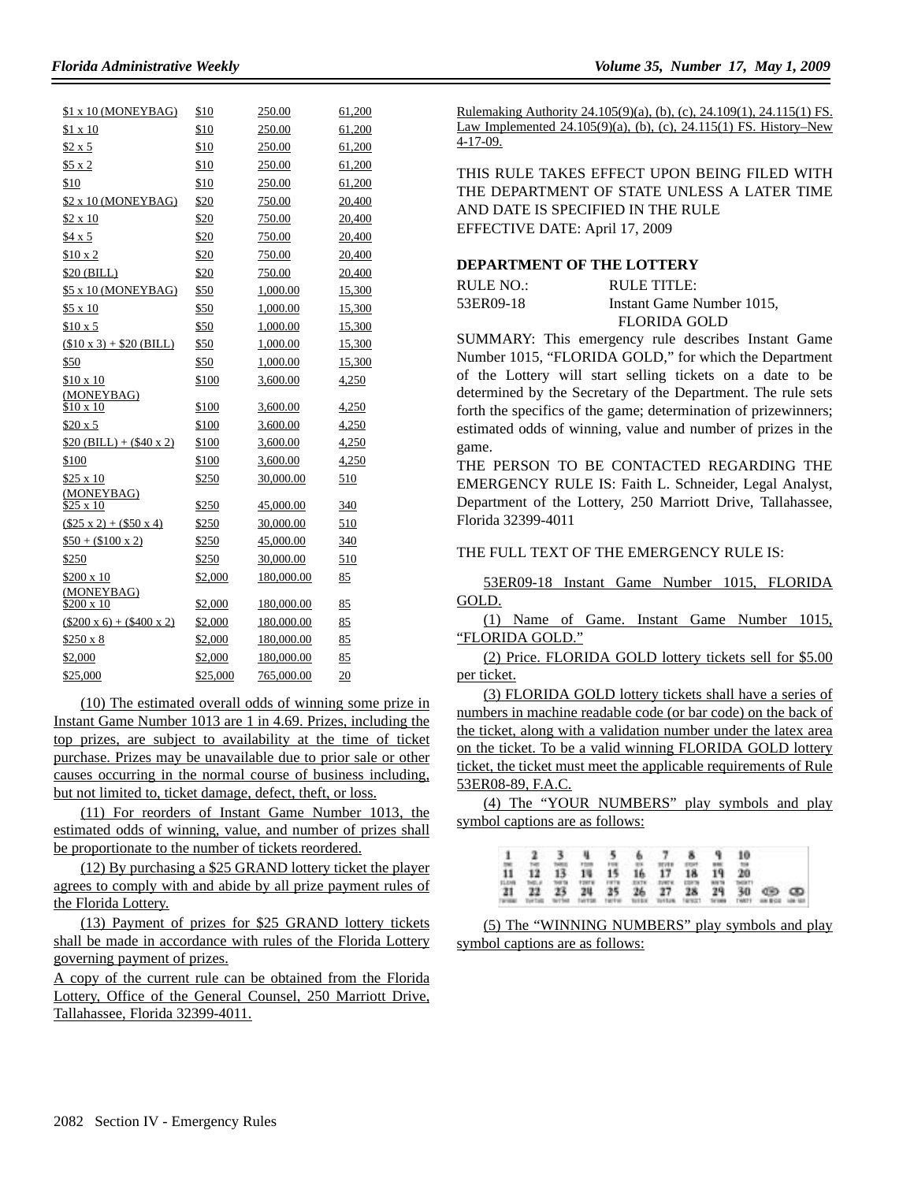| | | | |
|---|---|---|---|
| $1 x 10 (MONEYBAG) | $10 | 250.00 | 61,200 |
| $1 x 10 | $10 | 250.00 | 61,200 |
| $2 x 5 | $10 | 250.00 | 61,200 |
| $5 x 2 | $10 | 250.00 | 61,200 |
| $10 | $10 | 250.00 | 61,200 |
| $2 x 10 (MONEYBAG) | $20 | 750.00 | 20,400 |
| $2 x 10 | $20 | 750.00 | 20,400 |
| $4 x 5 | $20 | 750.00 | 20,400 |
| $10 x 2 | $20 | 750.00 | 20,400 |
| $20 (BILL) | $20 | 750.00 | 20,400 |
| $5 x 10 (MONEYBAG) | $50 | 1,000.00 | 15,300 |
| $5 x 10 | $50 | 1,000.00 | 15,300 |
| $10 x 5 | $50 | 1,000.00 | 15,300 |
| ($10 x 3) + $20 (BILL) | $50 | 1,000.00 | 15,300 |
| $50 | $50 | 1,000.00 | 15,300 |
| $10 x 10 (MONEYBAG) | $100 | 3,600.00 | 4,250 |
| $10 x 10 | $100 | 3,600.00 | 4,250 |
| $20 x 5 | $100 | 3,600.00 | 4,250 |
| $20 (BILL) + ($40 x 2) | $100 | 3,600.00 | 4,250 |
| $100 | $100 | 3,600.00 | 4,250 |
| $25 x 10 (MONEYBAG) | $250 | 30,000.00 | 510 |
| $25 x 10 | $250 | 45,000.00 | 340 |
| ($25 x 2) + ($50 x 4) | $250 | 30,000.00 | 510 |
| $50 + ($100 x 2) | $250 | 45,000.00 | 340 |
| $250 | $250 | 30,000.00 | 510 |
| $200 x 10 (MONEYBAG) | $2,000 | 180,000.00 | 85 |
| $200 x 10 | $2,000 | 180,000.00 | 85 |
| ($200 x 6) + ($400 x 2) | $2,000 | 180,000.00 | 85 |
| $250 x 8 | $2,000 | 180,000.00 | 85 |
| $2,000 | $2,000 | 180,000.00 | 85 |
| $25,000 | $25,000 | 765,000.00 | 20 |

(10) The estimated overall odds of winning some prize in Instant Game Number 1013 are 1 in 4.69. Prizes, including the top prizes, are subject to availability at the time of ticket purchase. Prizes may be unavailable due to prior sale or other causes occurring in the normal course of business including, but not limited to, ticket damage, defect, theft, or loss.

(11) For reorders of Instant Game Number 1013, the estimated odds of winning, value, and number of prizes shall be proportionate to the number of tickets reordered.

(12) By purchasing a $25 GRAND lottery ticket the player agrees to comply with and abide by all prize payment rules of the Florida Lottery.

(13) Payment of prizes for $25 GRAND lottery tickets shall be made in accordance with rules of the Florida Lottery governing payment of prizes.

A copy of the current rule can be obtained from the Florida Lottery, Office of the General Counsel, 250 Marriott Drive, Tallahassee, Florida 32399-4011.

Rulemaking Authority 24.105(9)(a), (b), (c), 24.109(1), 24.115(1) FS. Law Implemented 24.105(9)(a), (b), (c), 24.115(1) FS. History–New 4-17-09.

THIS RULE TAKES EFFECT UPON BEING FILED WITH THE DEPARTMENT OF STATE UNLESS A LATER TIME AND DATE IS SPECIFIED IN THE RULE

EFFECTIVE DATE: April 17, 2009

**DEPARTMENT OF THE LOTTERY**

RULE NO.: 53ER09-18

RULE TITLE: Instant Game Number 1015, FLORIDA GOLD

SUMMARY: This emergency rule describes Instant Game Number 1015, "FLORIDA GOLD," for which the Department of the Lottery will start selling tickets on a date to be determined by the Secretary of the Department. The rule sets forth the specifics of the game; determination of prizewinners; estimated odds of winning, value and number of prizes in the game.

THE PERSON TO BE CONTACTED REGARDING THE EMERGENCY RULE IS: Faith L. Schneider, Legal Analyst, Department of the Lottery, 250 Marriott Drive, Tallahassee, Florida 32399-4011

THE FULL TEXT OF THE EMERGENCY RULE IS:

53ER09-18 Instant Game Number 1015, FLORIDA GOLD.

(1) Name of Game. Instant Game Number 1015, "FLORIDA GOLD."

(2) Price. FLORIDA GOLD lottery tickets sell for $5.00 per ticket.

(3) FLORIDA GOLD lottery tickets shall have a series of numbers in machine readable code (or bar code) on the back of the ticket, along with a validation number under the latex area on the ticket. To be a valid winning FLORIDA GOLD lottery ticket, the ticket must meet the applicable requirements of Rule 53ER08-89, F.A.C.

(4) The "YOUR NUMBERS" play symbols and play symbol captions are as follows:

(5) The "WINNING NUMBERS" play symbols and play symbol captions are as follows: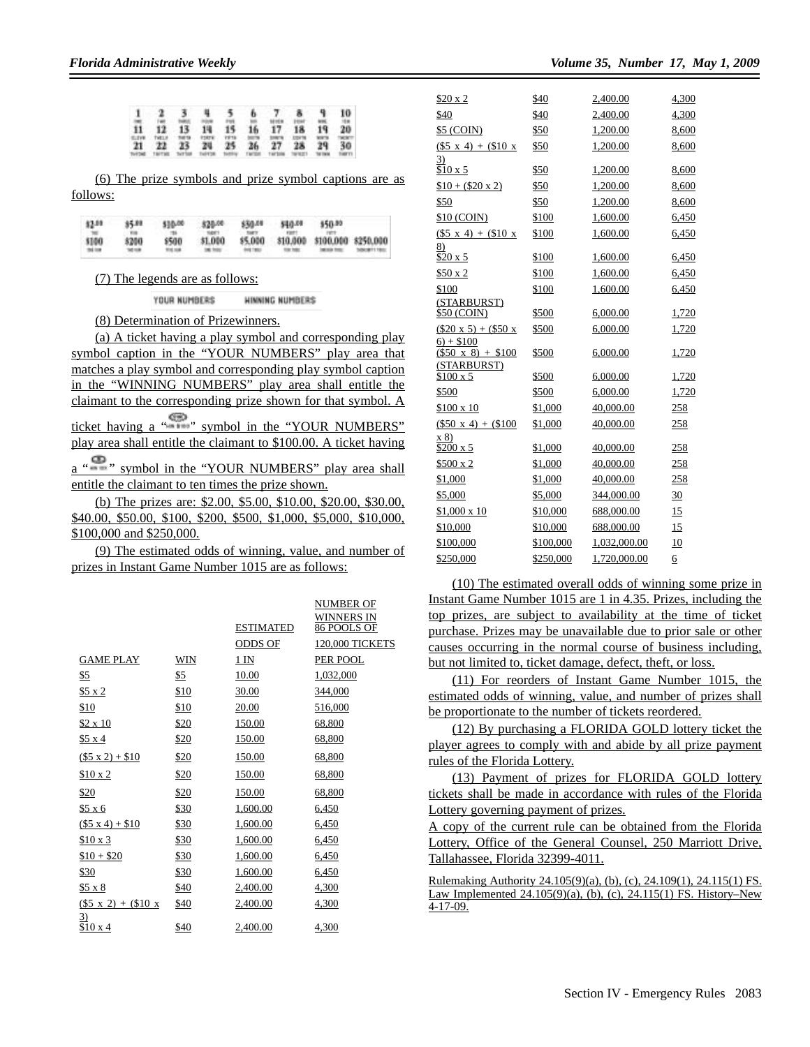(6) The prize symbols and prize symbol captions are as follows:

(7) The legends are as follows:

YOUR NUMBERS    WINNING NUMBERS

(8) Determination of Prizewinners.

(a) A ticket having a play symbol and corresponding play symbol caption in the "YOUR NUMBERS" play area that matches a play symbol and corresponding play symbol caption in the "WINNING NUMBERS" play area shall entitle the claimant to the corresponding prize shown for that symbol. A ticket having a " " symbol in the "YOUR NUMBERS" play area shall entitle the claimant to $100.00. A ticket having a " " symbol in the "YOUR NUMBERS" play area shall entitle the claimant to ten times the prize shown.

(b) The prizes are: $2.00, $5.00, $10.00, $20.00, $30.00, $40.00, $50.00, $100, $200, $500, $1,000, $5,000, $10,000, $100,000 and $250,000.

(9) The estimated odds of winning, value, and number of prizes in Instant Game Number 1015 are as follows:

| GAME PLAY | WIN | ESTIMATED ODDS OF 1 IN | NUMBER OF WINNERS IN 86 POOLS OF 120,000 TICKETS PER POOL |
|---|---|---|---|
| $5 | $5 | 10.00 | 1,032,000 |
| $5 x 2 | $10 | 30.00 | 344,000 |
| $10 | $10 | 20.00 | 516,000 |
| $2 x 10 | $20 | 150.00 | 68,800 |
| $5 x 4 | $20 | 150.00 | 68,800 |
| ($5 x 2) + $10 | $20 | 150.00 | 68,800 |
| $10 x 2 | $20 | 150.00 | 68,800 |
| $20 | $20 | 150.00 | 68,800 |
| $5 x 6 | $30 | 1,600.00 | 6,450 |
| ($5 x 4) + $10 | $30 | 1,600.00 | 6,450 |
| $10 x 3 | $30 | 1,600.00 | 6,450 |
| $10 + $20 | $30 | 1,600.00 | 6,450 |
| $30 | $30 | 1,600.00 | 6,450 |
| $5 x 8 | $40 | 2,400.00 | 4,300 |
| ($5 x 2) + ($10 x 3) | $40 | 2,400.00 | 4,300 |
| $10 x 4 | $40 | 2,400.00 | 4,300 |
| $20 x 2 | $40 | 2,400.00 | 4,300 |
| $40 | $40 | 2,400.00 | 4,300 |
| $5 (COIN) | $50 | 1,200.00 | 8,600 |
| ($5 x 4) + ($10 x 3) | $50 | 1,200.00 | 8,600 |
| $10 x 5 | $50 | 1,200.00 | 8,600 |
| $10 + ($20 x 2) | $50 | 1,200.00 | 8,600 |
| $50 | $50 | 1,200.00 | 8,600 |
| $10 (COIN) | $100 | 1,600.00 | 6,450 |
| ($5 x 4) + ($10 x 8) | $100 | 1,600.00 | 6,450 |
| $20 x 5 | $100 | 1,600.00 | 6,450 |
| $50 x 2 | $100 | 1,600.00 | 6,450 |
| $100 (STARBURST) | $100 | 1,600.00 | 6,450 |
| $50 (COIN) | $500 | 6,000.00 | 1,720 |
| ($20 x 5) + ($50 x 6) + $100 | $500 | 6,000.00 | 1,720 |
| ($50 x 8) + $100 (STARBURST) | $500 | 6,000.00 | 1,720 |
| $100 x 5 | $500 | 6,000.00 | 1,720 |
| $500 | $500 | 6,000.00 | 1,720 |
| $100 x 10 | $1,000 | 40,000.00 | 258 |
| ($50 x 4) + ($100 x 8) | $1,000 | 40,000.00 | 258 |
| $200 x 5 | $1,000 | 40,000.00 | 258 |
| $500 x 2 | $1,000 | 40,000.00 | 258 |
| $1,000 | $1,000 | 40,000.00 | 258 |
| $5,000 | $5,000 | 344,000.00 | 30 |
| $1,000 x 10 | $10,000 | 688,000.00 | 15 |
| $10,000 | $10,000 | 688,000.00 | 15 |
| $100,000 | $100,000 | 1,032,000.00 | 10 |
| $250,000 | $250,000 | 1,720,000.00 | 6 |

(10) The estimated overall odds of winning some prize in Instant Game Number 1015 are 1 in 4.35. Prizes, including the top prizes, are subject to availability at the time of ticket purchase. Prizes may be unavailable due to prior sale or other causes occurring in the normal course of business including, but not limited to, ticket damage, defect, theft, or loss.

(11) For reorders of Instant Game Number 1015, the estimated odds of winning, value, and number of prizes shall be proportionate to the number of tickets reordered.

(12) By purchasing a FLORIDA GOLD lottery ticket the player agrees to comply with and abide by all prize payment rules of the Florida Lottery.

(13) Payment of prizes for FLORIDA GOLD lottery tickets shall be made in accordance with rules of the Florida Lottery governing payment of prizes.

A copy of the current rule can be obtained from the Florida Lottery, Office of the General Counsel, 250 Marriott Drive, Tallahassee, Florida 32399-4011.

Rulemaking Authority 24.105(9)(a), (b), (c), 24.109(1), 24.115(1) FS. Law Implemented 24.105(9)(a), (b), (c), 24.115(1) FS. History–New 4-17-09.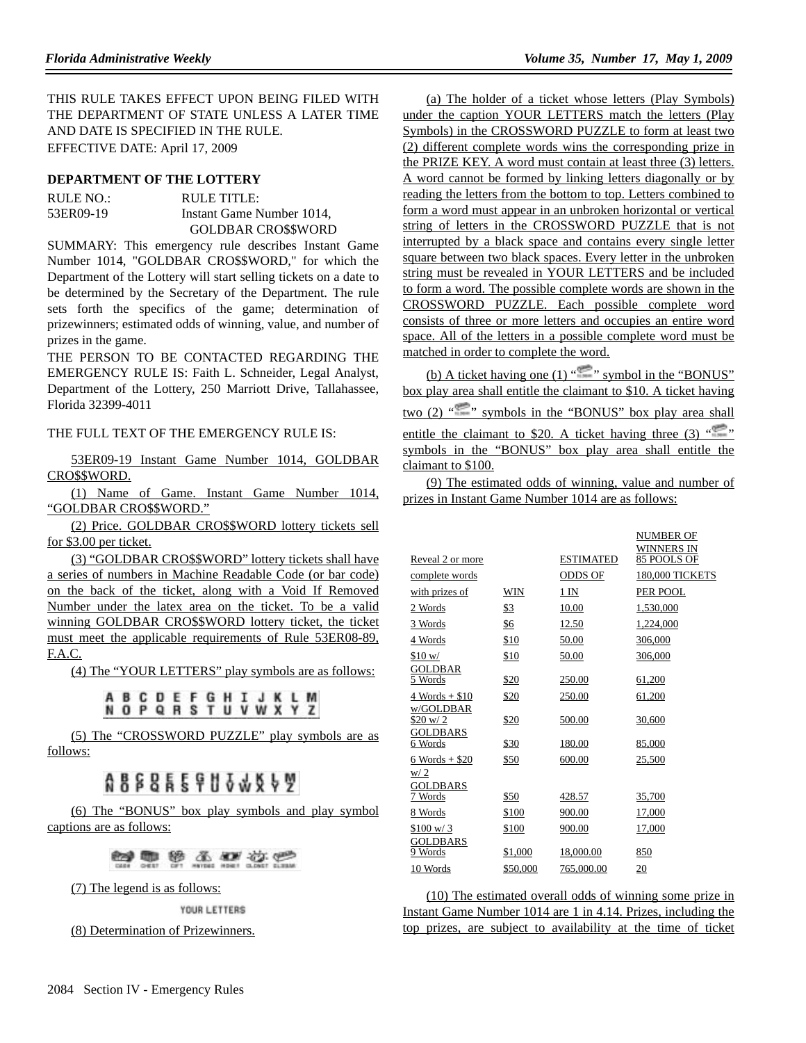THIS RULE TAKES EFFECT UPON BEING FILED WITH THE DEPARTMENT OF STATE UNLESS A LATER TIME AND DATE IS SPECIFIED IN THE RULE.
EFFECTIVE DATE: April 17, 2009

**DEPARTMENT OF THE LOTTERY**

| RULE NO.: | RULE TITLE: |
|---|---|
| 53ER09-19 | Instant Game Number 1014, GOLDBAR CRO$$WORD |

SUMMARY: This emergency rule describes Instant Game Number 1014, "GOLDBAR CRO$$WORD," for which the Department of the Lottery will start selling tickets on a date to be determined by the Secretary of the Department. The rule sets forth the specifics of the game; determination of prizewinners; estimated odds of winning, value, and number of prizes in the game.

THE PERSON TO BE CONTACTED REGARDING THE EMERGENCY RULE IS: Faith L. Schneider, Legal Analyst, Department of the Lottery, 250 Marriott Drive, Tallahassee, Florida 32399-4011

THE FULL TEXT OF THE EMERGENCY RULE IS:

53ER09-19 Instant Game Number 1014, GOLDBAR CRO$$WORD.

(1) Name of Game. Instant Game Number 1014, "GOLDBAR CRO$$WORD."

(2) Price. GOLDBAR CRO$$WORD lottery tickets sell for $3.00 per ticket.

(3) "GOLDBAR CRO$$WORD" lottery tickets shall have a series of numbers in Machine Readable Code (or bar code) on the back of the ticket, along with a Void If Removed Number under the latex area on the ticket. To be a valid winning GOLDBAR CRO$$WORD lottery ticket, the ticket must meet the applicable requirements of Rule 53ER08-89, F.A.C.

(4) The "YOUR LETTERS" play symbols are as follows:

A B C D E F G H I J K L M
N O P Q R S T U V W X Y Z

(5) The "CROSSWORD PUZZLE" play symbols are as follows:

A B C D E F G H I J K L M
N O P Q R S T U V W X Y Z

(6) The "BONUS" box play symbols and play symbol captions are as follows:

GEM CHEST GIFT HRTIBG MONEY CLOCK GLDBAR

(7) The legend is as follows:

YOUR LETTERS

(8) Determination of Prizewinners.

(a) The holder of a ticket whose letters (Play Symbols) under the caption YOUR LETTERS match the letters (Play Symbols) in the CROSSWORD PUZZLE to form at least two (2) different complete words wins the corresponding prize in the PRIZE KEY. A word must contain at least three (3) letters. A word cannot be formed by linking letters diagonally or by reading the letters from the bottom to top. Letters combined to form a word must appear in an unbroken horizontal or vertical string of letters in the CROSSWORD PUZZLE that is not interrupted by a black space and contains every single letter square between two black spaces. Every letter in the unbroken string must be revealed in YOUR LETTERS and be included to form a word. The possible complete words are shown in the CROSSWORD PUZZLE. Each possible complete word consists of three or more letters and occupies an entire word space. All of the letters in a possible complete word must be matched in order to complete the word.

(b) A ticket having one (1) "GOLDBAR" symbol in the "BONUS" box play area shall entitle the claimant to $10. A ticket having two (2) "GOLDBAR" symbols in the "BONUS" box play area shall entitle the claimant to $20. A ticket having three (3) "GOLDBAR" symbols in the "BONUS" box play area shall entitle the claimant to $100.

(9) The estimated odds of winning, value and number of prizes in Instant Game Number 1014 are as follows:

| Reveal 2 or more complete words with prizes of | WIN | ESTIMATED ODDS OF 1 IN | NUMBER OF WINNERS IN 85 POOLS OF 180,000 TICKETS PER POOL |
|---|---|---|---|
| 2 Words | $3 | 10.00 | 1,530,000 |
| 3 Words | $6 | 12.50 | 1,224,000 |
| 4 Words | $10 | 50.00 | 306,000 |
| $10 w/ GOLDBAR | $10 | 50.00 | 306,000 |
| 5 Words | $20 | 250.00 | 61,200 |
| 4 Words + $10 w/GOLDBAR | $20 | 250.00 | 61,200 |
| $20 w/ 2 GOLDBARS | $20 | 500.00 | 30,600 |
| 6 Words | $30 | 180.00 | 85,000 |
| 6 Words + $20 w/ 2 GOLDBARS | $50 | 600.00 | 25,500 |
| 7 Words | $50 | 428.57 | 35,700 |
| 8 Words | $100 | 900.00 | 17,000 |
| $100 w/ 3 GOLDBARS | $100 | 900.00 | 17,000 |
| 9 Words | $1,000 | 18,000.00 | 850 |
| 10 Words | $50,000 | 765,000.00 | 20 |

(10) The estimated overall odds of winning some prize in Instant Game Number 1014 are 1 in 4.14. Prizes, including the top prizes, are subject to availability at the time of ticket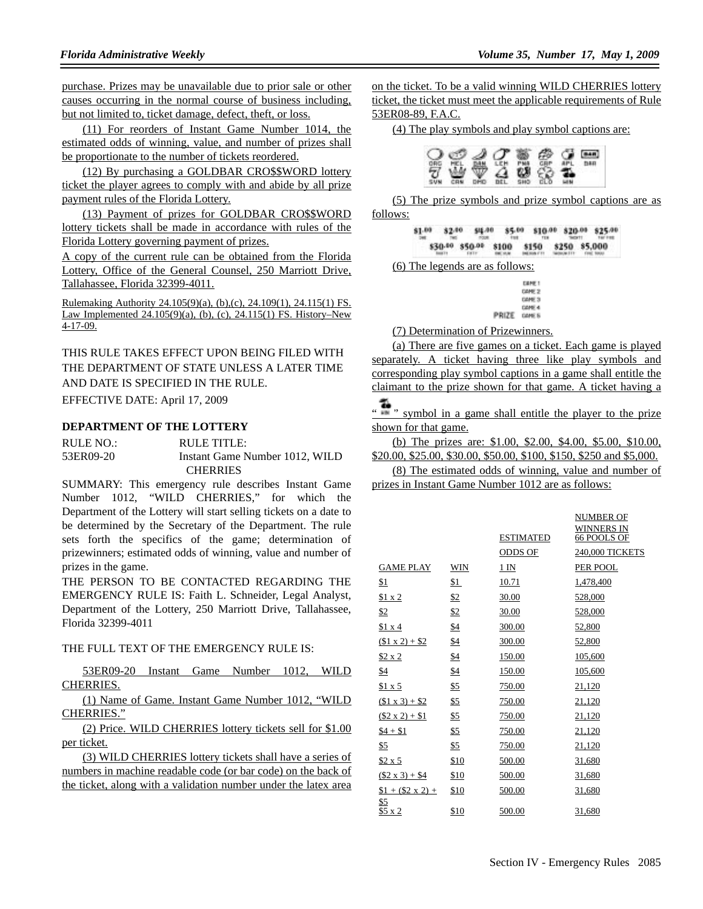purchase. Prizes may be unavailable due to prior sale or other causes occurring in the normal course of business including, but not limited to, ticket damage, defect, theft, or loss.

(11) For reorders of Instant Game Number 1014, the estimated odds of winning, value, and number of prizes shall be proportionate to the number of tickets reordered.

(12) By purchasing a GOLDBAR CRO$$WORD lottery ticket the player agrees to comply with and abide by all prize payment rules of the Florida Lottery.

(13) Payment of prizes for GOLDBAR CRO$$WORD lottery tickets shall be made in accordance with rules of the Florida Lottery governing payment of prizes.

A copy of the current rule can be obtained from the Florida Lottery, Office of the General Counsel, 250 Marriott Drive, Tallahassee, Florida 32399-4011.

Rulemaking Authority 24.105(9)(a), (b),(c), 24.109(1), 24.115(1) FS. Law Implemented 24.105(9)(a), (b), (c), 24.115(1) FS. History–New 4-17-09.

THIS RULE TAKES EFFECT UPON BEING FILED WITH THE DEPARTMENT OF STATE UNLESS A LATER TIME AND DATE IS SPECIFIED IN THE RULE.

EFFECTIVE DATE: April 17, 2009

**DEPARTMENT OF THE LOTTERY**

| RULE NO.: | RULE TITLE: |
|---|---|
| 53ER09-20 | Instant Game Number 1012, WILD CHERRIES |

SUMMARY: This emergency rule describes Instant Game Number 1012, "WILD CHERRIES," for which the Department of the Lottery will start selling tickets on a date to be determined by the Secretary of the Department. The rule sets forth the specifics of the game; determination of prizewinners; estimated odds of winning, value and number of prizes in the game.

THE PERSON TO BE CONTACTED REGARDING THE EMERGENCY RULE IS: Faith L. Schneider, Legal Analyst, Department of the Lottery, 250 Marriott Drive, Tallahassee, Florida 32399-4011

THE FULL TEXT OF THE EMERGENCY RULE IS:

53ER09-20 Instant Game Number 1012, WILD CHERRIES.

(1) Name of Game. Instant Game Number 1012, "WILD CHERRIES."

(2) Price. WILD CHERRIES lottery tickets sell for $1.00 per ticket.

(3) WILD CHERRIES lottery tickets shall have a series of numbers in machine readable code (or bar code) on the back of the ticket, along with a validation number under the latex area on the ticket. To be a valid winning WILD CHERRIES lottery ticket, the ticket must meet the applicable requirements of Rule 53ER08-89, F.A.C.

(4) The play symbols and play symbol captions are:

(5) The prize symbols and prize symbol captions are as follows:

(6) The legends are as follows:

(7) Determination of Prizewinners.

(a) There are five games on a ticket. Each game is played separately. A ticket having three like play symbols and corresponding play symbol captions in a game shall entitle the claimant to the prize shown for that game. A ticket having a " WIN " symbol in a game shall entitle the player to the prize shown for that game.

(b) The prizes are: $1.00, $2.00, $4.00, $5.00, $10.00, $20.00, $25.00, $30.00, $50.00, $100, $150, $250 and $5,000.

(8) The estimated odds of winning, value and number of prizes in Instant Game Number 1012 are as follows:

| GAME PLAY | WIN | ESTIMATED ODDS OF 1 IN | NUMBER OF WINNERS IN 66 POOLS OF 240,000 TICKETS PER POOL |
|---|---|---|---|
| $1 | $1 | 10.71 | 1,478,400 |
| $1 x 2 | $2 | 30.00 | 528,000 |
| $2 | $2 | 30.00 | 528,000 |
| $1 x 4 | $4 | 300.00 | 52,800 |
| ($1 x 2) + $2 | $4 | 300.00 | 52,800 |
| $2 x 2 | $4 | 150.00 | 105,600 |
| $4 | $4 | 150.00 | 105,600 |
| $1 x 5 | $5 | 750.00 | 21,120 |
| ($1 x 3) + $2 | $5 | 750.00 | 21,120 |
| ($2 x 2) + $1 | $5 | 750.00 | 21,120 |
| $4 + $1 | $5 | 750.00 | 21,120 |
| $5 | $5 | 750.00 | 21,120 |
| $2 x 5 | $10 | 500.00 | 31,680 |
| ($2 x 3) + $4 | $10 | 500.00 | 31,680 |
| $1 + ($2 x 2) + $5 | $10 | 500.00 | 31,680 |
| $5 x 2 | $10 | 500.00 | 31,680 |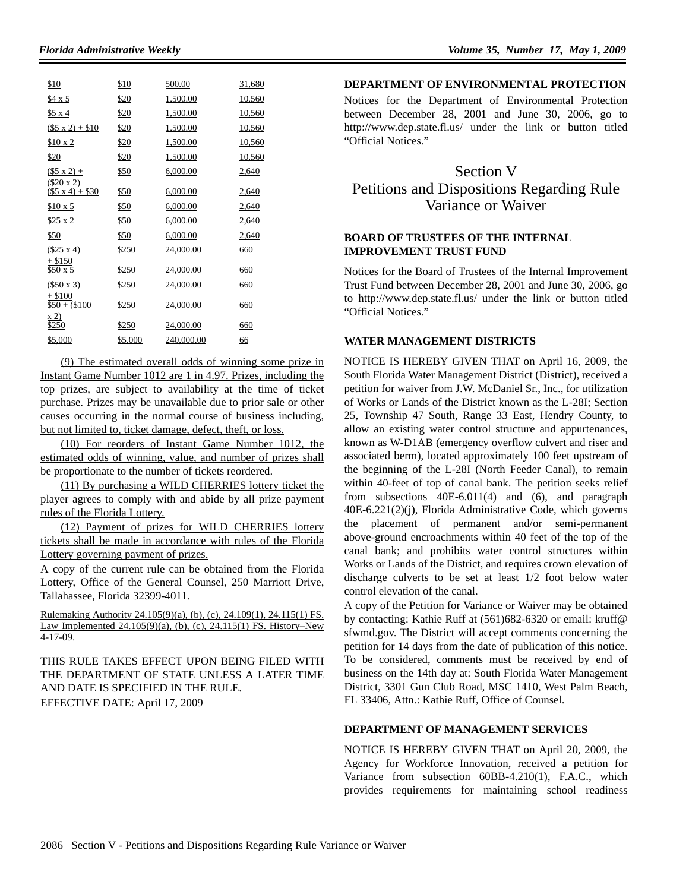| | | | |
|---|---|---|---|
| $10 | $10 | 500.00 | 31,680 |
| $4 x 5 | $20 | 1,500.00 | 10,560 |
| $5 x 4 | $20 | 1,500.00 | 10,560 |
| ($5 x 2) + $10 | $20 | 1,500.00 | 10,560 |
| $10 x 2 | $20 | 1,500.00 | 10,560 |
| $20 | $20 | 1,500.00 | 10,560 |
| ($5 x 2) + ($20 x 2) | $50 | 6,000.00 | 2,640 |
| ($5 x 4) + $30 | $50 | 6,000.00 | 2,640 |
| $10 x 5 | $50 | 6,000.00 | 2,640 |
| $25 x 2 | $50 | 6,000.00 | 2,640 |
| $50 | $50 | 6,000.00 | 2,640 |
| ($25 x 4) + $150 | $250 | 24,000.00 | 660 |
| $50 x 5 | $250 | 24,000.00 | 660 |
| ($50 x 3) + $100 | $250 | 24,000.00 | 660 |
| $50 + ($100 x 2) | $250 | 24,000.00 | 660 |
| $250 | $250 | 24,000.00 | 660 |
| $5,000 | $5,000 | 240,000.00 | 66 |

(9) The estimated overall odds of winning some prize in Instant Game Number 1012 are 1 in 4.97. Prizes, including the top prizes, are subject to availability at the time of ticket purchase. Prizes may be unavailable due to prior sale or other causes occurring in the normal course of business including, but not limited to, ticket damage, defect, theft, or loss.

(10) For reorders of Instant Game Number 1012, the estimated odds of winning, value, and number of prizes shall be proportionate to the number of tickets reordered.

(11) By purchasing a WILD CHERRIES lottery ticket the player agrees to comply with and abide by all prize payment rules of the Florida Lottery.

(12) Payment of prizes for WILD CHERRIES lottery tickets shall be made in accordance with rules of the Florida Lottery governing payment of prizes.

A copy of the current rule can be obtained from the Florida Lottery, Office of the General Counsel, 250 Marriott Drive, Tallahassee, Florida 32399-4011.

Rulemaking Authority 24.105(9)(a), (b), (c), 24.109(1), 24.115(1) FS. Law Implemented 24.105(9)(a), (b), (c), 24.115(1) FS. History–New 4-17-09.

THIS RULE TAKES EFFECT UPON BEING FILED WITH THE DEPARTMENT OF STATE UNLESS A LATER TIME AND DATE IS SPECIFIED IN THE RULE.

EFFECTIVE DATE: April 17, 2009

**DEPARTMENT OF ENVIRONMENTAL PROTECTION**

Notices for the Department of Environmental Protection between December 28, 2001 and June 30, 2006, go to http://www.dep.state.fl.us/ under the link or button titled "Official Notices."

# Section V
# Petitions and Dispositions Regarding Rule Variance or Waiver

**BOARD OF TRUSTEES OF THE INTERNAL IMPROVEMENT TRUST FUND**

Notices for the Board of Trustees of the Internal Improvement Trust Fund between December 28, 2001 and June 30, 2006, go to http://www.dep.state.fl.us/ under the link or button titled "Official Notices."

**WATER MANAGEMENT DISTRICTS**

NOTICE IS HEREBY GIVEN THAT on April 16, 2009, the South Florida Water Management District (District), received a petition for waiver from J.W. McDaniel Sr., Inc., for utilization of Works or Lands of the District known as the L-28I; Section 25, Township 47 South, Range 33 East, Hendry County, to allow an existing water control structure and appurtenances, known as W-D1AB (emergency overflow culvert and riser and associated berm), located approximately 100 feet upstream of the beginning of the L-28I (North Feeder Canal), to remain within 40-feet of top of canal bank. The petition seeks relief from subsections 40E-6.011(4) and (6), and paragraph 40E-6.221(2)(j), Florida Administrative Code, which governs the placement of permanent and/or semi-permanent above-ground encroachments within 40 feet of the top of the canal bank; and prohibits water control structures within Works or Lands of the District, and requires crown elevation of discharge culverts to be set at least 1/2 foot below water control elevation of the canal.

A copy of the Petition for Variance or Waiver may be obtained by contacting: Kathie Ruff at (561)682-6320 or email: kruff@sfwmd.gov. The District will accept comments concerning the petition for 14 days from the date of publication of this notice. To be considered, comments must be received by end of business on the 14th day at: South Florida Water Management District, 3301 Gun Club Road, MSC 1410, West Palm Beach, FL 33406, Attn.: Kathie Ruff, Office of Counsel.

**DEPARTMENT OF MANAGEMENT SERVICES**

NOTICE IS HEREBY GIVEN THAT on April 20, 2009, the Agency for Workforce Innovation, received a petition for Variance from subsection 60BB-4.210(1), F.A.C., which provides requirements for maintaining school readiness